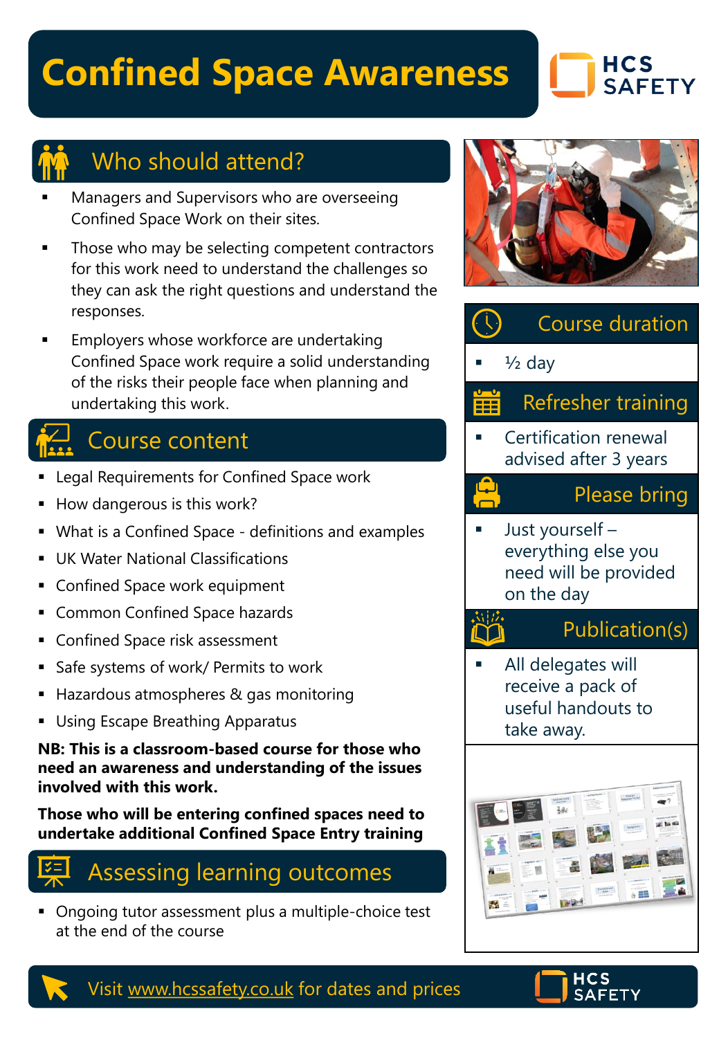# Confined Space Awareness

HCS SAFETY

## Who should attend?

- Managers and Supervisors who are overseeing Confined Space Work on their sites.
- Those who may be selecting competent contractors for this work need to understand the challenges so they can ask the right questions and understand the responses.
- Employers whose workforce are undertaking Confined Space work require a solid understanding of the risks their people face when planning and undertaking this work.

## Course content

- Legal Requirements for Confined Space work
- How dangerous is this work?
- What is a Confined Space - definitions and examples
- UK Water National Classifications
- Confined Space work equipment
- Common Confined Space hazards
- Confined Space risk assessment
- Safe systems of work/ Permits to work
- Hazardous atmospheres & gas monitoring
- Using Escape Breathing Apparatus

**NB: This is a classroom-based course for those who need an awareness and understanding of the issues involved with this work.**

**Those who will be entering confined spaces need to undertake additional Confined Space Entry training**

## Assessing learning outcomes

- Ongoing tutor assessment plus a multiple-choice test at the end of the course

## Course duration

- ½ day

## Refresher training

- Certification renewal advised after 3 years

## Please bring

- Just yourself – everything else you need will be provided on the day

## Publication(s)

- All delegates will receive a pack of useful handouts to take away.

Visit www.hcssafety.co.uk for dates and prices

HCS SAFETY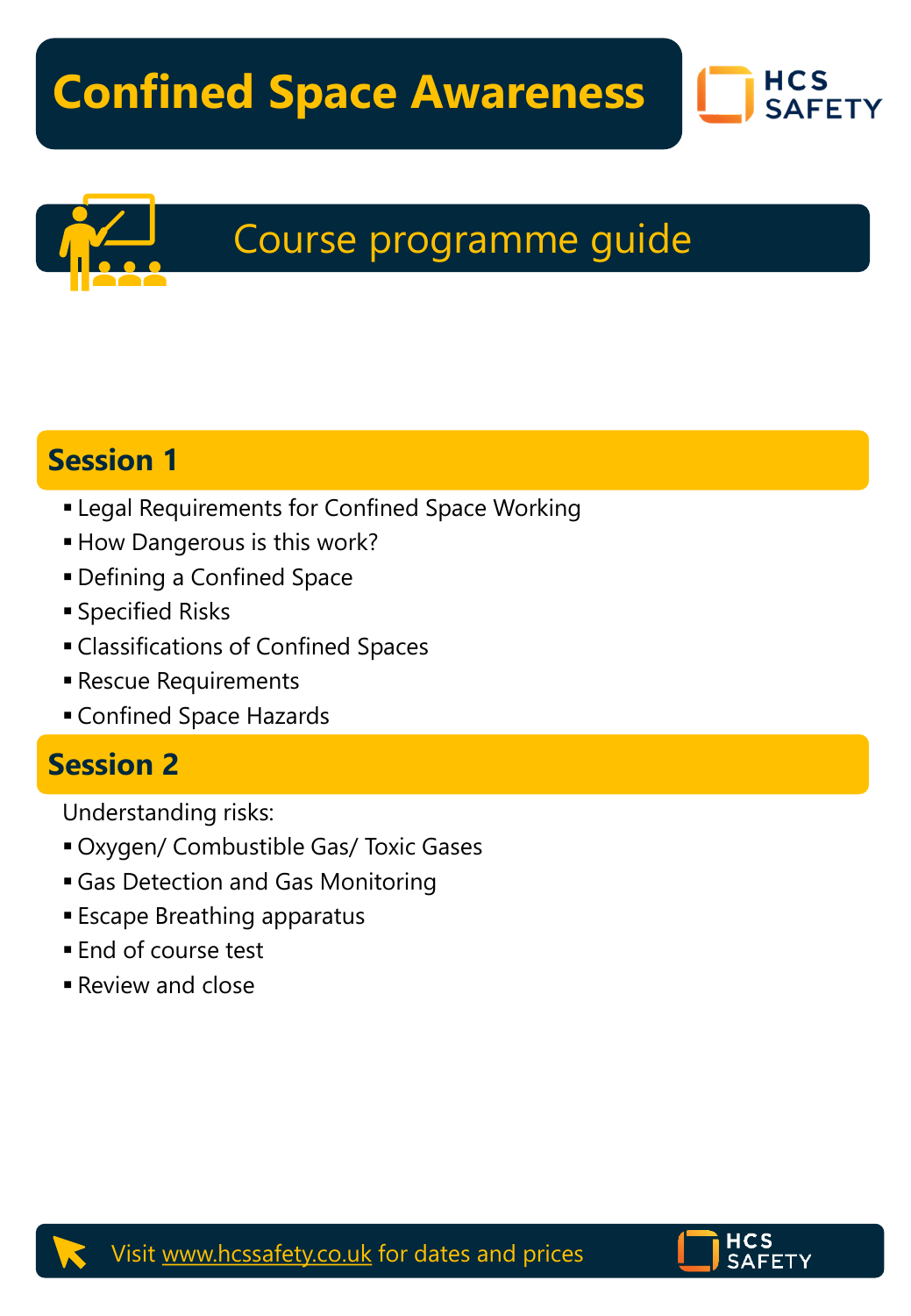# Confined Space Awareness

HCS SAFETY

## Course programme guide

## Session 1

- Legal Requirements for Confined Space Working
- How Dangerous is this work?
- Defining a Confined Space
- Specified Risks
- Classifications of Confined Spaces
- Rescue Requirements
- Confined Space Hazards

## Session 2

Understanding risks:

- Oxygen/ Combustible Gas/ Toxic Gases
- Gas Detection and Gas Monitoring
- Escape Breathing apparatus
- End of course test
- Review and close

Visit www.hcssafety.co.uk for dates and prices

HCS SAFETY